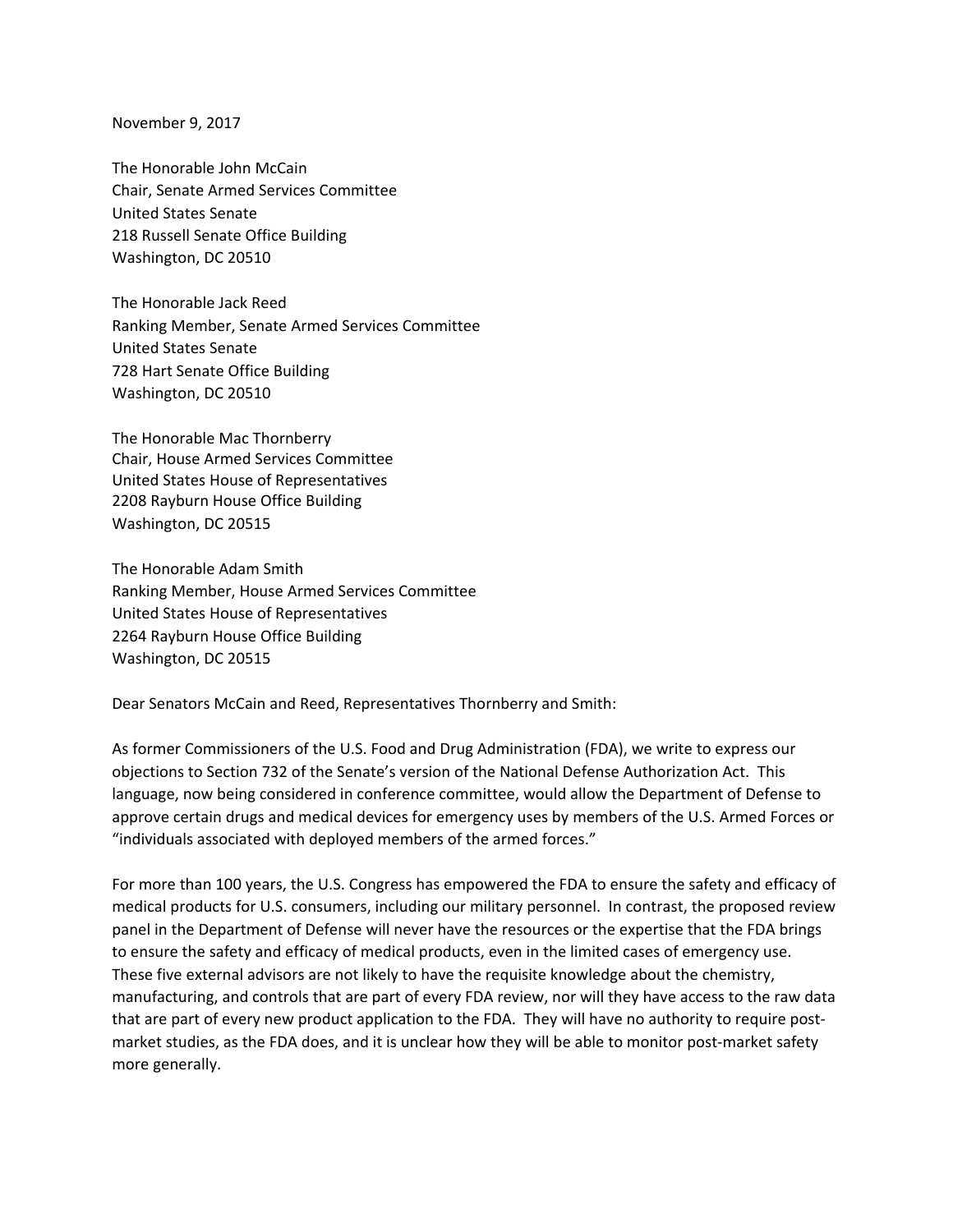November 9, 2017

The Honorable John McCain
Chair, Senate Armed Services Committee
United States Senate
218 Russell Senate Office Building
Washington, DC 20510

The Honorable Jack Reed
Ranking Member, Senate Armed Services Committee
United States Senate
728 Hart Senate Office Building
Washington, DC 20510

The Honorable Mac Thornberry
Chair, House Armed Services Committee
United States House of Representatives
2208 Rayburn House Office Building
Washington, DC 20515

The Honorable Adam Smith
Ranking Member, House Armed Services Committee
United States House of Representatives
2264 Rayburn House Office Building
Washington, DC 20515

Dear Senators McCain and Reed, Representatives Thornberry and Smith:

As former Commissioners of the U.S. Food and Drug Administration (FDA), we write to express our objections to Section 732 of the Senate's version of the National Defense Authorization Act. This language, now being considered in conference committee, would allow the Department of Defense to approve certain drugs and medical devices for emergency uses by members of the U.S. Armed Forces or "individuals associated with deployed members of the armed forces."

For more than 100 years, the U.S. Congress has empowered the FDA to ensure the safety and efficacy of medical products for U.S. consumers, including our military personnel. In contrast, the proposed review panel in the Department of Defense will never have the resources or the expertise that the FDA brings to ensure the safety and efficacy of medical products, even in the limited cases of emergency use. These five external advisors are not likely to have the requisite knowledge about the chemistry, manufacturing, and controls that are part of every FDA review, nor will they have access to the raw data that are part of every new product application to the FDA. They will have no authority to require post-market studies, as the FDA does, and it is unclear how they will be able to monitor post-market safety more generally.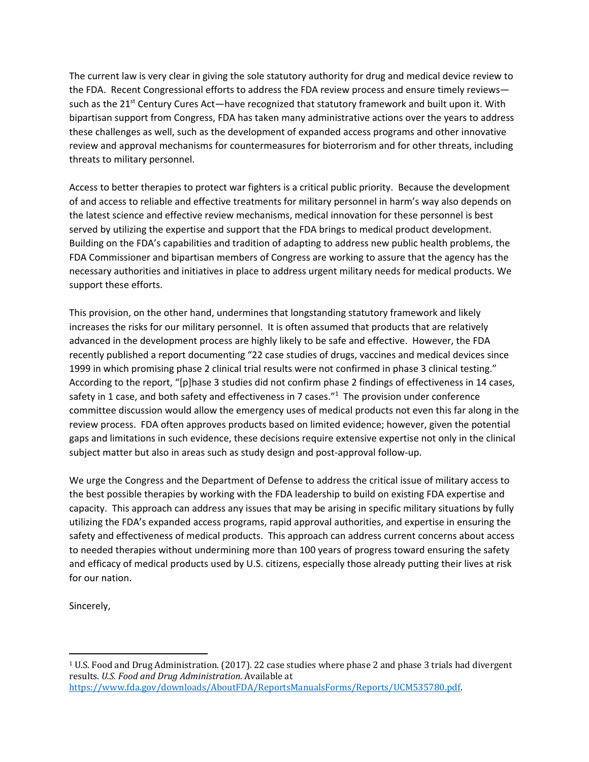The current law is very clear in giving the sole statutory authority for drug and medical device review to the FDA. Recent Congressional efforts to address the FDA review process and ensure timely reviews—such as the 21st Century Cures Act—have recognized that statutory framework and built upon it. With bipartisan support from Congress, FDA has taken many administrative actions over the years to address these challenges as well, such as the development of expanded access programs and other innovative review and approval mechanisms for countermeasures for bioterrorism and for other threats, including threats to military personnel.

Access to better therapies to protect war fighters is a critical public priority. Because the development of and access to reliable and effective treatments for military personnel in harm's way also depends on the latest science and effective review mechanisms, medical innovation for these personnel is best served by utilizing the expertise and support that the FDA brings to medical product development. Building on the FDA's capabilities and tradition of adapting to address new public health problems, the FDA Commissioner and bipartisan members of Congress are working to assure that the agency has the necessary authorities and initiatives in place to address urgent military needs for medical products. We support these efforts.

This provision, on the other hand, undermines that longstanding statutory framework and likely increases the risks for our military personnel. It is often assumed that products that are relatively advanced in the development process are highly likely to be safe and effective. However, the FDA recently published a report documenting "22 case studies of drugs, vaccines and medical devices since 1999 in which promising phase 2 clinical trial results were not confirmed in phase 3 clinical testing." According to the report, "[p]hase 3 studies did not confirm phase 2 findings of effectiveness in 14 cases, safety in 1 case, and both safety and effectiveness in 7 cases."[1] The provision under conference committee discussion would allow the emergency uses of medical products not even this far along in the review process. FDA often approves products based on limited evidence; however, given the potential gaps and limitations in such evidence, these decisions require extensive expertise not only in the clinical subject matter but also in areas such as study design and post-approval follow-up.

We urge the Congress and the Department of Defense to address the critical issue of military access to the best possible therapies by working with the FDA leadership to build on existing FDA expertise and capacity. This approach can address any issues that may be arising in specific military situations by fully utilizing the FDA's expanded access programs, rapid approval authorities, and expertise in ensuring the safety and effectiveness of medical products. This approach can address current concerns about access to needed therapies without undermining more than 100 years of progress toward ensuring the safety and efficacy of medical products used by U.S. citizens, especially those already putting their lives at risk for our nation.

Sincerely,

---

[1] U.S. Food and Drug Administration. (2017). 22 case studies where phase 2 and phase 3 trials had divergent results. *U.S. Food and Drug Administration*. Available at https://www.fda.gov/downloads/AboutFDA/ReportsManualsForms/Reports/UCM535780.pdf.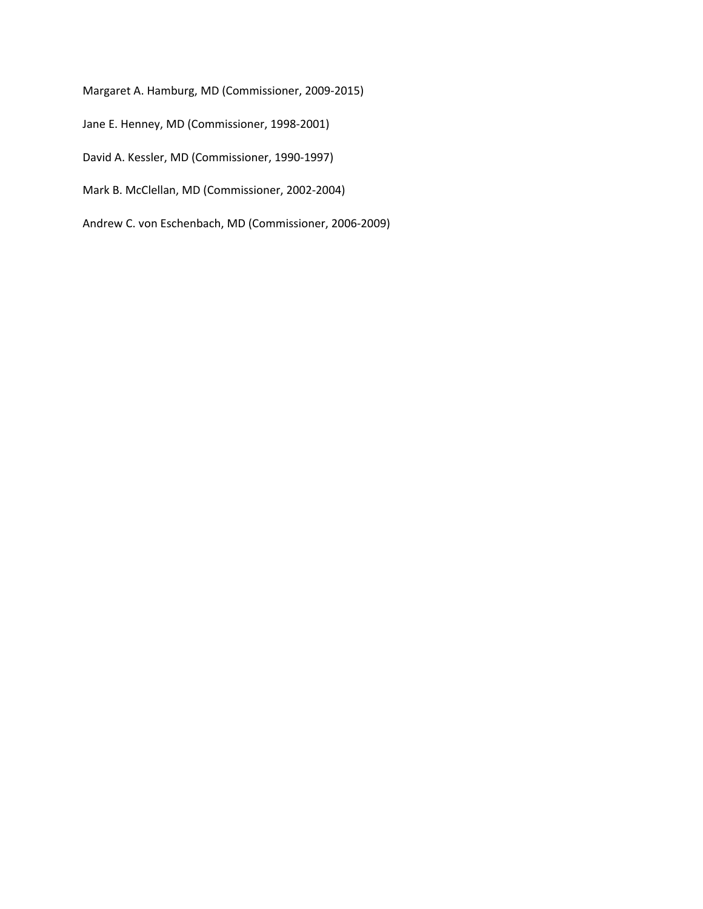Margaret A. Hamburg, MD (Commissioner, 2009-2015)

Jane E. Henney, MD (Commissioner, 1998-2001)

David A. Kessler, MD (Commissioner, 1990-1997)

Mark B. McClellan, MD (Commissioner, 2002-2004)

Andrew C. von Eschenbach, MD (Commissioner, 2006-2009)